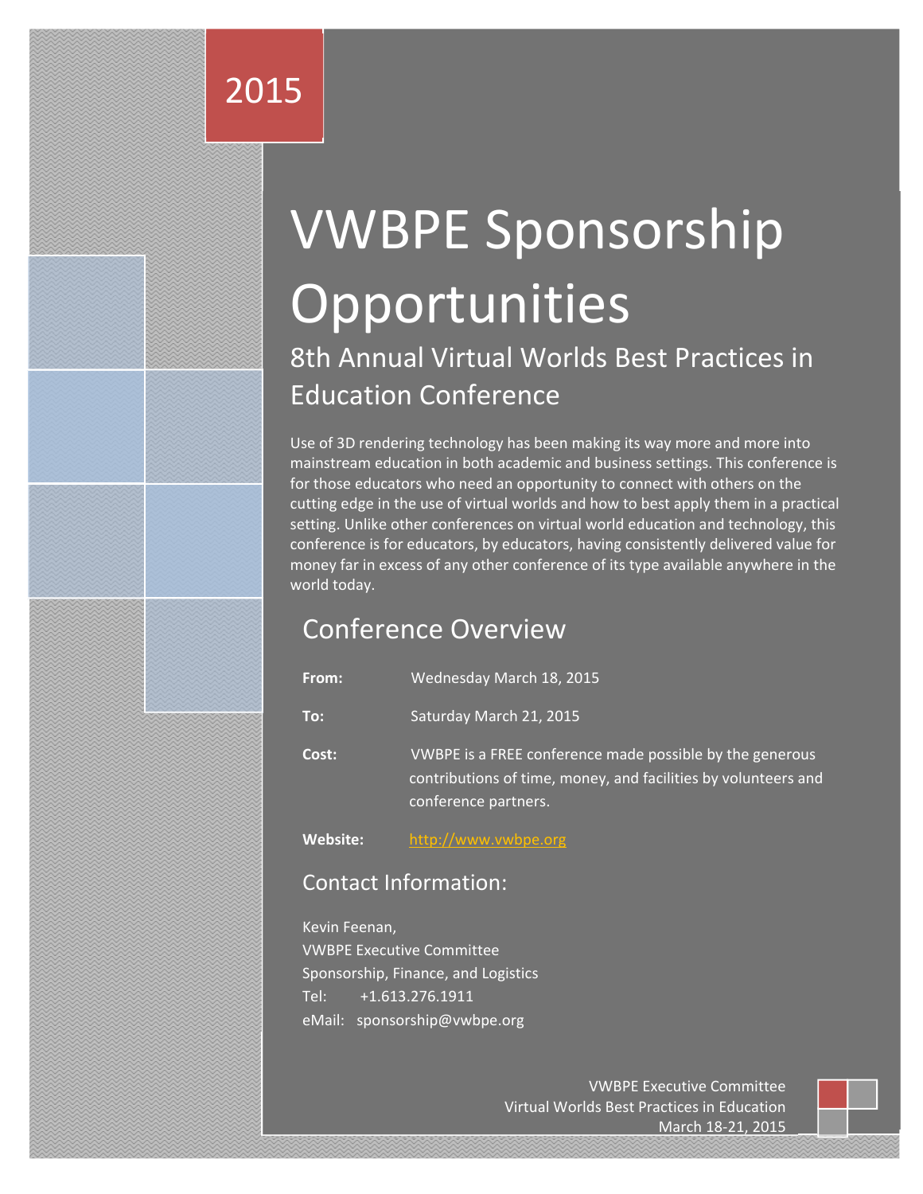2015

# VWBPE Sponsorship Opportunities

## 8th Annual Virtual Worlds Best Practices in Education Conference

Use of 3D rendering technology has been making its way more and more into mainstream education in both academic and business settings. This conference is for those educators who need an opportunity to connect with others on the cutting edge in the use of virtual worlds and how to best apply them in a practical setting. Unlike other conferences on virtual world education and technology, this conference is for educators, by educators, having consistently delivered value for money far in excess of any other conference of its type available anywhere in the world today.

### Conference Overview

**From:** Wednesday March 18, 2015

**To:** Saturday March 21, 2015

**Cost:** VWBPE is a FREE conference made possible by the generous contributions of time, money, and facilities by volunteers and conference partners.

**Website:** http://www.vwbpe.org

### Contact Information:

Kevin Feenan,
VWBPE Executive Committee
Sponsorship, Finance, and Logistics
Tel: +1.613.276.1911
eMail: sponsorship@vwbpe.org

VWBPE Executive Committee
Virtual Worlds Best Practices in Education
March 18-21, 2015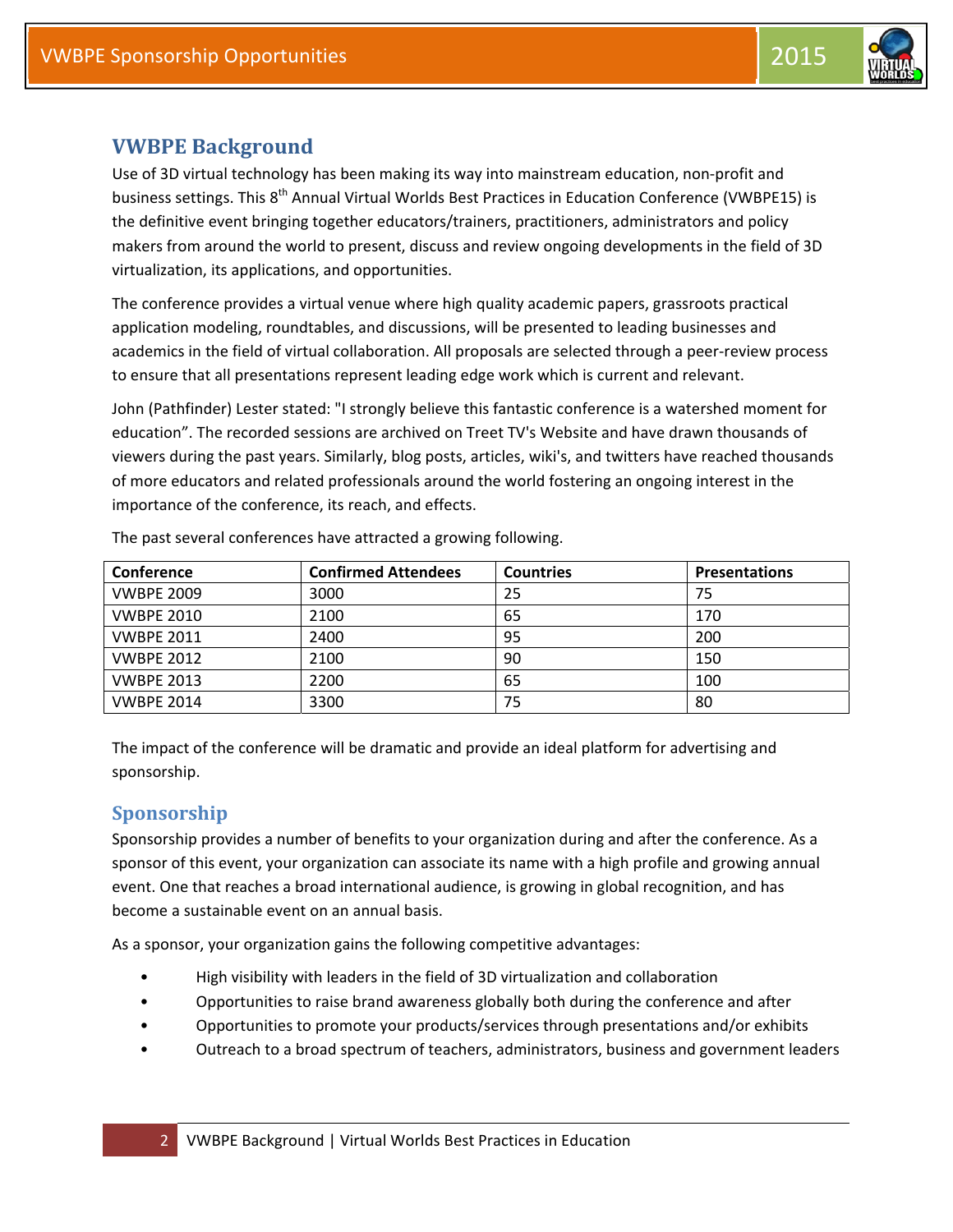## VWBPE Background

Use of 3D virtual technology has been making its way into mainstream education, non-profit and business settings. This 8th Annual Virtual Worlds Best Practices in Education Conference (VWBPE15) is the definitive event bringing together educators/trainers, practitioners, administrators and policy makers from around the world to present, discuss and review ongoing developments in the field of 3D virtualization, its applications, and opportunities.

The conference provides a virtual venue where high quality academic papers, grassroots practical application modeling, roundtables, and discussions, will be presented to leading businesses and academics in the field of virtual collaboration. All proposals are selected through a peer-review process to ensure that all presentations represent leading edge work which is current and relevant.

John (Pathfinder) Lester stated: "I strongly believe this fantastic conference is a watershed moment for education". The recorded sessions are archived on Treet TV's Website and have drawn thousands of viewers during the past years. Similarly, blog posts, articles, wiki's, and twitters have reached thousands of more educators and related professionals around the world fostering an ongoing interest in the importance of the conference, its reach, and effects.

The past several conferences have attracted a growing following.

| Conference | Confirmed Attendees | Countries | Presentations |
|---|---|---|---|
| VWBPE 2009 | 3000 | 25 | 75 |
| VWBPE 2010 | 2100 | 65 | 170 |
| VWBPE 2011 | 2400 | 95 | 200 |
| VWBPE 2012 | 2100 | 90 | 150 |
| VWBPE 2013 | 2200 | 65 | 100 |
| VWBPE 2014 | 3300 | 75 | 80 |

The impact of the conference will be dramatic and provide an ideal platform for advertising and sponsorship.

## Sponsorship

Sponsorship provides a number of benefits to your organization during and after the conference. As a sponsor of this event, your organization can associate its name with a high profile and growing annual event. One that reaches a broad international audience, is growing in global recognition, and has become a sustainable event on an annual basis.

As a sponsor, your organization gains the following competitive advantages:

- High visibility with leaders in the field of 3D virtualization and collaboration
- Opportunities to raise brand awareness globally both during the conference and after
- Opportunities to promote your products/services through presentations and/or exhibits
- Outreach to a broad spectrum of teachers, administrators, business and government leaders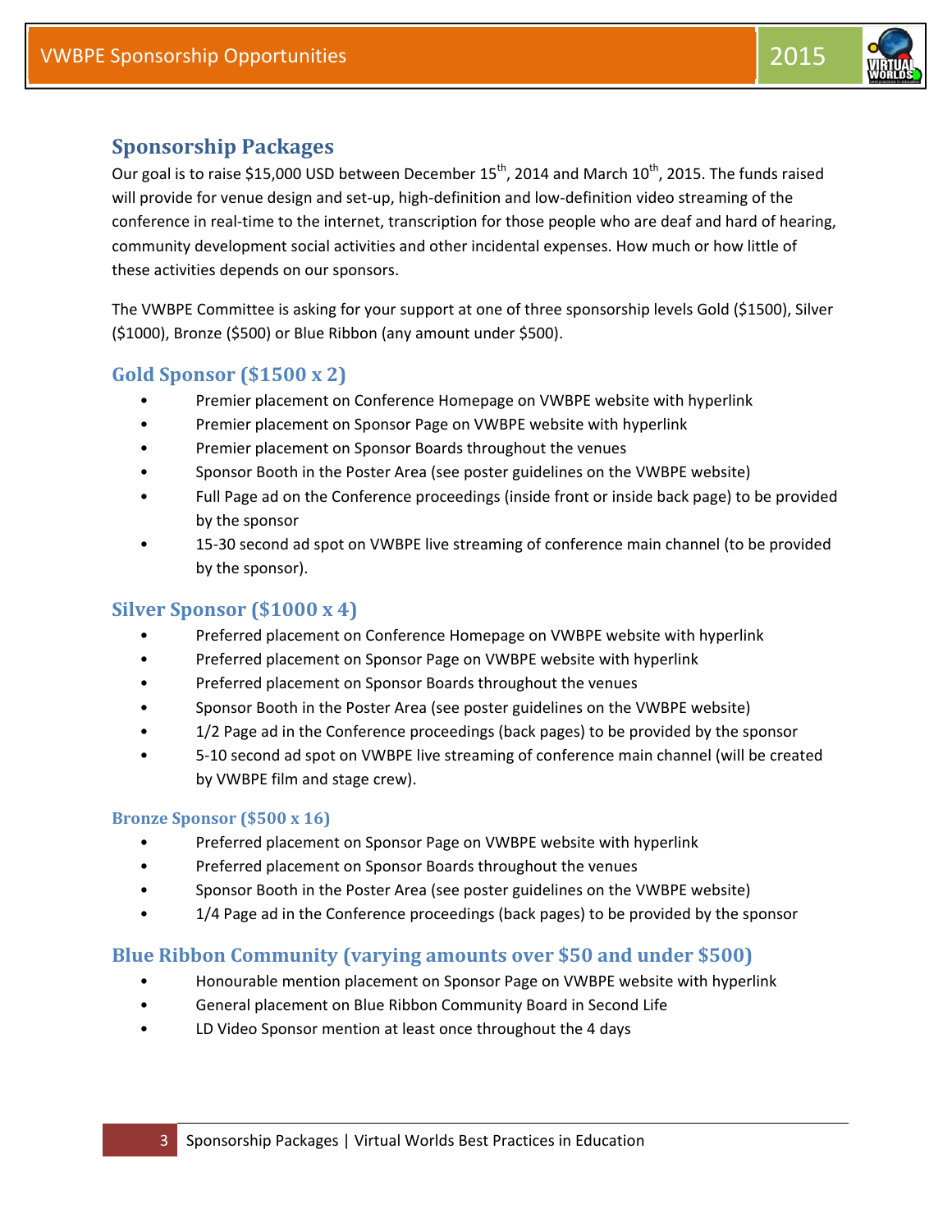## Sponsorship Packages

Our goal is to raise $15,000 USD between December 15th, 2014 and March 10th, 2015. The funds raised will provide for venue design and set-up, high-definition and low-definition video streaming of the conference in real-time to the internet, transcription for those people who are deaf and hard of hearing, community development social activities and other incidental expenses. How much or how little of these activities depends on our sponsors.

The VWBPE Committee is asking for your support at one of three sponsorship levels Gold ($1500), Silver ($1000), Bronze ($500) or Blue Ribbon (any amount under $500).

### Gold Sponsor ($1500 x 2)

- Premier placement on Conference Homepage on VWBPE website with hyperlink
- Premier placement on Sponsor Page on VWBPE website with hyperlink
- Premier placement on Sponsor Boards throughout the venues
- Sponsor Booth in the Poster Area (see poster guidelines on the VWBPE website)
- Full Page ad on the Conference proceedings (inside front or inside back page) to be provided by the sponsor
- 15-30 second ad spot on VWBPE live streaming of conference main channel (to be provided by the sponsor).

### Silver Sponsor ($1000 x 4)

- Preferred placement on Conference Homepage on VWBPE website with hyperlink
- Preferred placement on Sponsor Page on VWBPE website with hyperlink
- Preferred placement on Sponsor Boards throughout the venues
- Sponsor Booth in the Poster Area (see poster guidelines on the VWBPE website)
- 1/2 Page ad in the Conference proceedings (back pages) to be provided by the sponsor
- 5-10 second ad spot on VWBPE live streaming of conference main channel (will be created by VWBPE film and stage crew).

#### Bronze Sponsor ($500 x 16)

- Preferred placement on Sponsor Page on VWBPE website with hyperlink
- Preferred placement on Sponsor Boards throughout the venues
- Sponsor Booth in the Poster Area (see poster guidelines on the VWBPE website)
- 1/4 Page ad in the Conference proceedings (back pages) to be provided by the sponsor

### Blue Ribbon Community (varying amounts over $50 and under $500)

- Honourable mention placement on Sponsor Page on VWBPE website with hyperlink
- General placement on Blue Ribbon Community Board in Second Life
- LD Video Sponsor mention at least once throughout the 4 days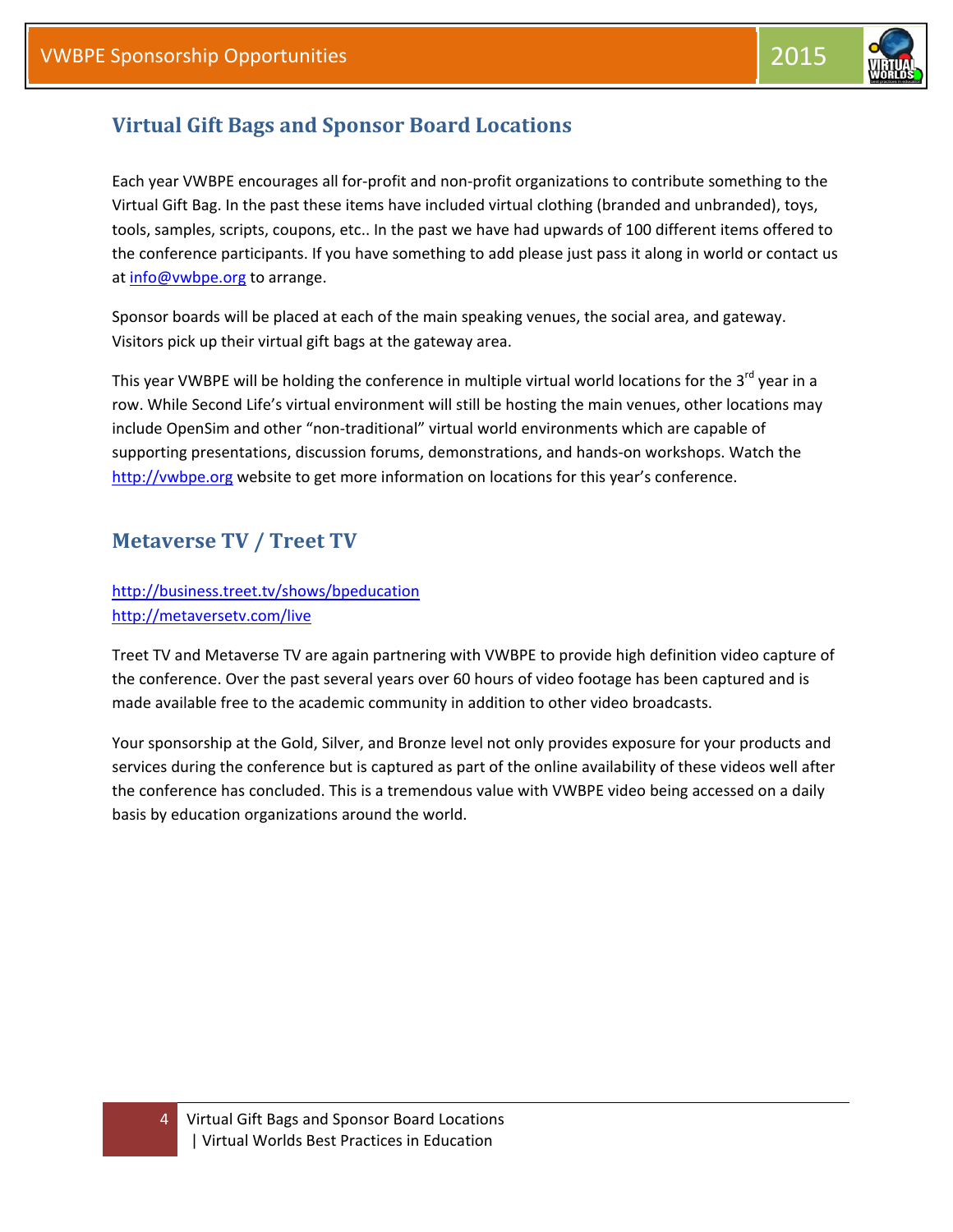## Virtual Gift Bags and Sponsor Board Locations

Each year VWBPE encourages all for-profit and non-profit organizations to contribute something to the Virtual Gift Bag. In the past these items have included virtual clothing (branded and unbranded), toys, tools, samples, scripts, coupons, etc.. In the past we have had upwards of 100 different items offered to the conference participants. If you have something to add please just pass it along in world or contact us at info@vwbpe.org to arrange.

Sponsor boards will be placed at each of the main speaking venues, the social area, and gateway. Visitors pick up their virtual gift bags at the gateway area.

This year VWBPE will be holding the conference in multiple virtual world locations for the 3rd year in a row. While Second Life's virtual environment will still be hosting the main venues, other locations may include OpenSim and other "non-traditional" virtual world environments which are capable of supporting presentations, discussion forums, demonstrations, and hands-on workshops. Watch the http://vwbpe.org website to get more information on locations for this year's conference.

## Metaverse TV / Treet TV

http://business.treet.tv/shows/bpeducation
http://metaversetv.com/live

Treet TV and Metaverse TV are again partnering with VWBPE to provide high definition video capture of the conference. Over the past several years over 60 hours of video footage has been captured and is made available free to the academic community in addition to other video broadcasts.

Your sponsorship at the Gold, Silver, and Bronze level not only provides exposure for your products and services during the conference but is captured as part of the online availability of these videos well after the conference has concluded. This is a tremendous value with VWBPE video being accessed on a daily basis by education organizations around the world.